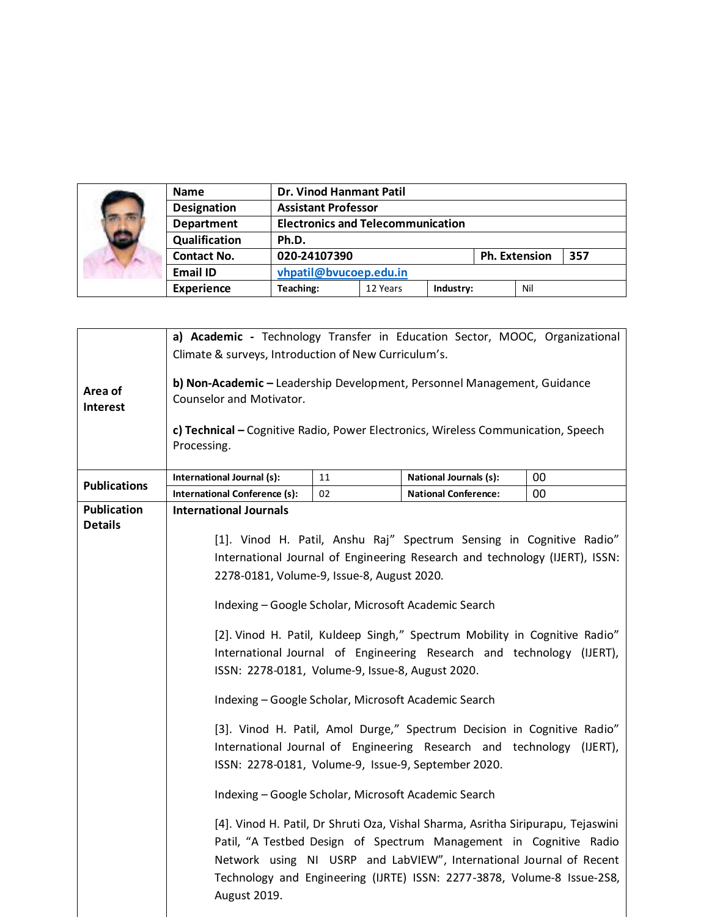| Name | Dr. Vinod Hanmant Patil | | | |
|---|---|---|---|---|
| Designation | Assistant Professor | | | |
| Department | Electronics and Telecommunication | | | |
| Qualification | Ph.D. | | | |
| Contact No. | 020-24107390 | | Ph. Extension | 357 |
| Email ID | vhpatil@bvucoep.edu.in | | | |
| Experience | Teaching: | 12 Years | Industry: | Nil |

| | | | | |
|---|---|---|---|---|
| Area of Interest | **a) Academic -** Technology Transfer in Education Sector, MOOC, Organizational Climate & surveys, Introduction of New Curriculum's.<br><br>**b) Non-Academic –** Leadership Development, Personnel Management, Guidance Counselor and Motivator.<br><br>**c) Technical –** Cognitive Radio, Power Electronics, Wireless Communication, Speech Processing. | | | |
| Publications | International Journal (s): | 11 | National Journals (s): | 00 |
| | International Conference (s): | 02 | National Conference: | 00 |

**Publication Details**

**International Journals**

[1]. Vinod H. Patil, Anshu Raj" Spectrum Sensing in Cognitive Radio" International Journal of Engineering Research and technology (IJERT), ISSN: 2278-0181, Volume-9, Issue-8, August 2020.

Indexing – Google Scholar, Microsoft Academic Search

[2]. Vinod H. Patil, Kuldeep Singh," Spectrum Mobility in Cognitive Radio" International Journal of Engineering Research and technology (IJERT), ISSN: 2278-0181, Volume-9, Issue-8, August 2020.

Indexing – Google Scholar, Microsoft Academic Search

[3]. Vinod H. Patil, Amol Durge," Spectrum Decision in Cognitive Radio" International Journal of Engineering Research and technology (IJERT), ISSN: 2278-0181, Volume-9, Issue-9, September 2020.

Indexing – Google Scholar, Microsoft Academic Search

[4]. Vinod H. Patil, Dr Shruti Oza, Vishal Sharma, Asritha Siripurapu, Tejaswini Patil, "A Testbed Design of Spectrum Management in Cognitive Radio Network using NI USRP and LabVIEW", International Journal of Recent Technology and Engineering (IJRTE) ISSN: 2277-3878, Volume-8 Issue-2S8, August 2019.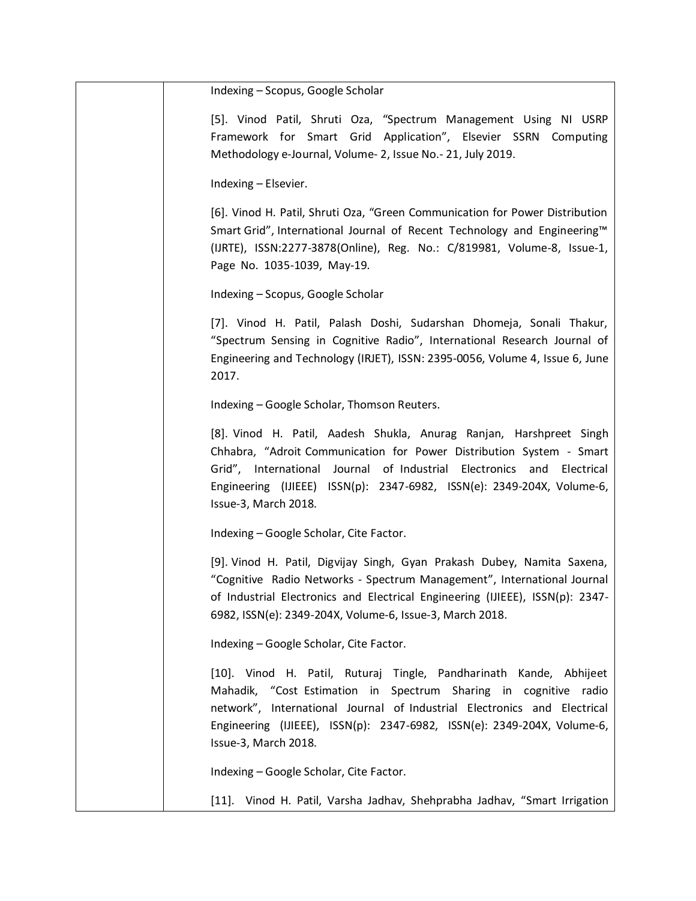| | |
|---|---|
| | Indexing – Scopus, Google Scholar<br><br>[5]. Vinod Patil, Shruti Oza, "Spectrum Management Using NI USRP Framework for Smart Grid Application", Elsevier SSRN Computing Methodology e-Journal, Volume- 2, Issue No.- 21, July 2019.<br><br>Indexing – Elsevier.<br><br>[6]. Vinod H. Patil, Shruti Oza, "Green Communication for Power Distribution Smart Grid", International Journal of Recent Technology and Engineering™ (IJRTE), ISSN:2277-3878(Online), Reg. No.: C/819981, Volume-8, Issue-1, Page No. 1035-1039, May-19.<br><br>Indexing – Scopus, Google Scholar<br><br>[7]. Vinod H. Patil, Palash Doshi, Sudarshan Dhomeja, Sonali Thakur, "Spectrum Sensing in Cognitive Radio", International Research Journal of Engineering and Technology (IRJET), ISSN: 2395-0056, Volume 4, Issue 6, June 2017.<br><br>Indexing – Google Scholar, Thomson Reuters.<br><br>[8]. Vinod H. Patil, Aadesh Shukla, Anurag Ranjan, Harshpreet Singh Chhabra, "Adroit Communication for Power Distribution System - Smart Grid", International Journal of Industrial Electronics and Electrical Engineering (IJIEEE) ISSN(p): 2347-6982, ISSN(e): 2349-204X, Volume-6, Issue-3, March 2018.<br><br>Indexing – Google Scholar, Cite Factor.<br><br>[9]. Vinod H. Patil, Digvijay Singh, Gyan Prakash Dubey, Namita Saxena, "Cognitive Radio Networks - Spectrum Management", International Journal of Industrial Electronics and Electrical Engineering (IJIEEE), ISSN(p): 2347-6982, ISSN(e): 2349-204X, Volume-6, Issue-3, March 2018.<br><br>Indexing – Google Scholar, Cite Factor.<br><br>[10]. Vinod H. Patil, Ruturaj Tingle, Pandharinath Kande, Abhijeet Mahadik, "Cost Estimation in Spectrum Sharing in cognitive radio network", International Journal of Industrial Electronics and Electrical Engineering (IJIEEE), ISSN(p): 2347-6982, ISSN(e): 2349-204X, Volume-6, Issue-3, March 2018.<br><br>Indexing – Google Scholar, Cite Factor.<br><br>[11]. Vinod H. Patil, Varsha Jadhav, Shehprabha Jadhav, "Smart Irrigation |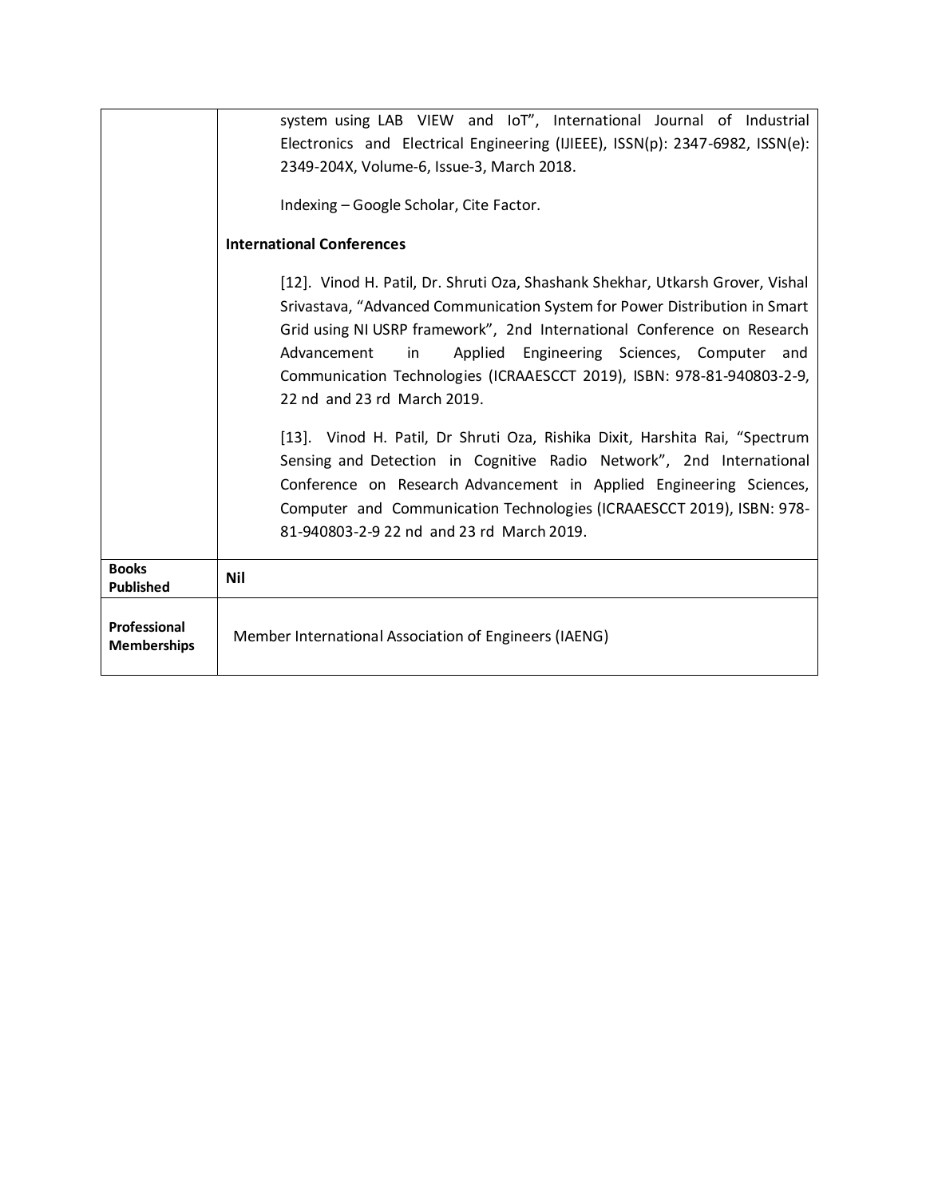| | |
|---|---|
| | system using LAB VIEW and IoT", International Journal of Industrial Electronics and Electrical Engineering (IJIEEE), ISSN(p): 2347-6982, ISSN(e): 2349-204X, Volume-6, Issue-3, March 2018.<br><br>Indexing – Google Scholar, Cite Factor.<br><br>**International Conferences**<br><br>[12]. Vinod H. Patil, Dr. Shruti Oza, Shashank Shekhar, Utkarsh Grover, Vishal Srivastava, "Advanced Communication System for Power Distribution in Smart Grid using NI USRP framework", 2nd International Conference on Research Advancement in Applied Engineering Sciences, Computer and Communication Technologies (ICRAAESCCT 2019), ISBN: 978-81-940803-2-9, 22 nd and 23 rd March 2019.<br><br>[13]. Vinod H. Patil, Dr Shruti Oza, Rishika Dixit, Harshita Rai, "Spectrum Sensing and Detection in Cognitive Radio Network", 2nd International Conference on Research Advancement in Applied Engineering Sciences, Computer and Communication Technologies (ICRAAESCCT 2019), ISBN: 978-81-940803-2-9 22 nd and 23 rd March 2019. |
| **Books Published** | **Nil** |
| **Professional Memberships** | Member International Association of Engineers (IAENG) |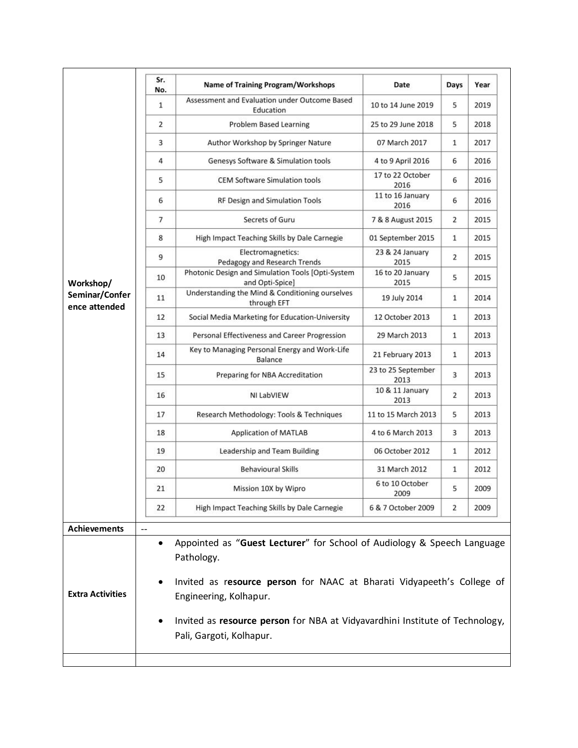**Workshop/ Seminar/Conference attended**

| Sr. No. | Name of Training Program/Workshops | Date | Days | Year |
|---|---|---|---|---|
| 1 | Assessment and Evaluation under Outcome Based Education | 10 to 14 June 2019 | 5 | 2019 |
| 2 | Problem Based Learning | 25 to 29 June 2018 | 5 | 2018 |
| 3 | Author Workshop by Springer Nature | 07 March 2017 | 1 | 2017 |
| 4 | Genesys Software & Simulation tools | 4 to 9 April 2016 | 6 | 2016 |
| 5 | CEM Software Simulation tools | 17 to 22 October 2016 | 6 | 2016 |
| 6 | RF Design and Simulation Tools | 11 to 16 January 2016 | 6 | 2016 |
| 7 | Secrets of Guru | 7 & 8 August 2015 | 2 | 2015 |
| 8 | High Impact Teaching Skills by Dale Carnegie | 01 September 2015 | 1 | 2015 |
| 9 | Electromagnetics: Pedagogy and Research Trends | 23 & 24 January 2015 | 2 | 2015 |
| 10 | Photonic Design and Simulation Tools [Opti-System and Opti-Spice] | 16 to 20 January 2015 | 5 | 2015 |
| 11 | Understanding the Mind & Conditioning ourselves through EFT | 19 July 2014 | 1 | 2014 |
| 12 | Social Media Marketing for Education-University | 12 October 2013 | 1 | 2013 |
| 13 | Personal Effectiveness and Career Progression | 29 March 2013 | 1 | 2013 |
| 14 | Key to Managing Personal Energy and Work-Life Balance | 21 February 2013 | 1 | 2013 |
| 15 | Preparing for NBA Accreditation | 23 to 25 September 2013 | 3 | 2013 |
| 16 | NI LabVIEW | 10 & 11 January 2013 | 2 | 2013 |
| 17 | Research Methodology: Tools & Techniques | 11 to 15 March 2013 | 5 | 2013 |
| 18 | Application of MATLAB | 4 to 6 March 2013 | 3 | 2013 |
| 19 | Leadership and Team Building | 06 October 2012 | 1 | 2012 |
| 20 | Behavioural Skills | 31 March 2012 | 1 | 2012 |
| 21 | Mission 10X by Wipro | 6 to 10 October 2009 | 5 | 2009 |
| 22 | High Impact Teaching Skills by Dale Carnegie | 6 & 7 October 2009 | 2 | 2009 |

**Achievements**

--

**Extra Activities**

- Appointed as "**Guest Lecturer**" for School of Audiology & Speech Language Pathology.
- Invited as r**esource person** for NAAC at Bharati Vidyapeeth's College of Engineering, Kolhapur.
- Invited as **resource person** for NBA at Vidyavardhini Institute of Technology, Pali, Gargoti, Kolhapur.